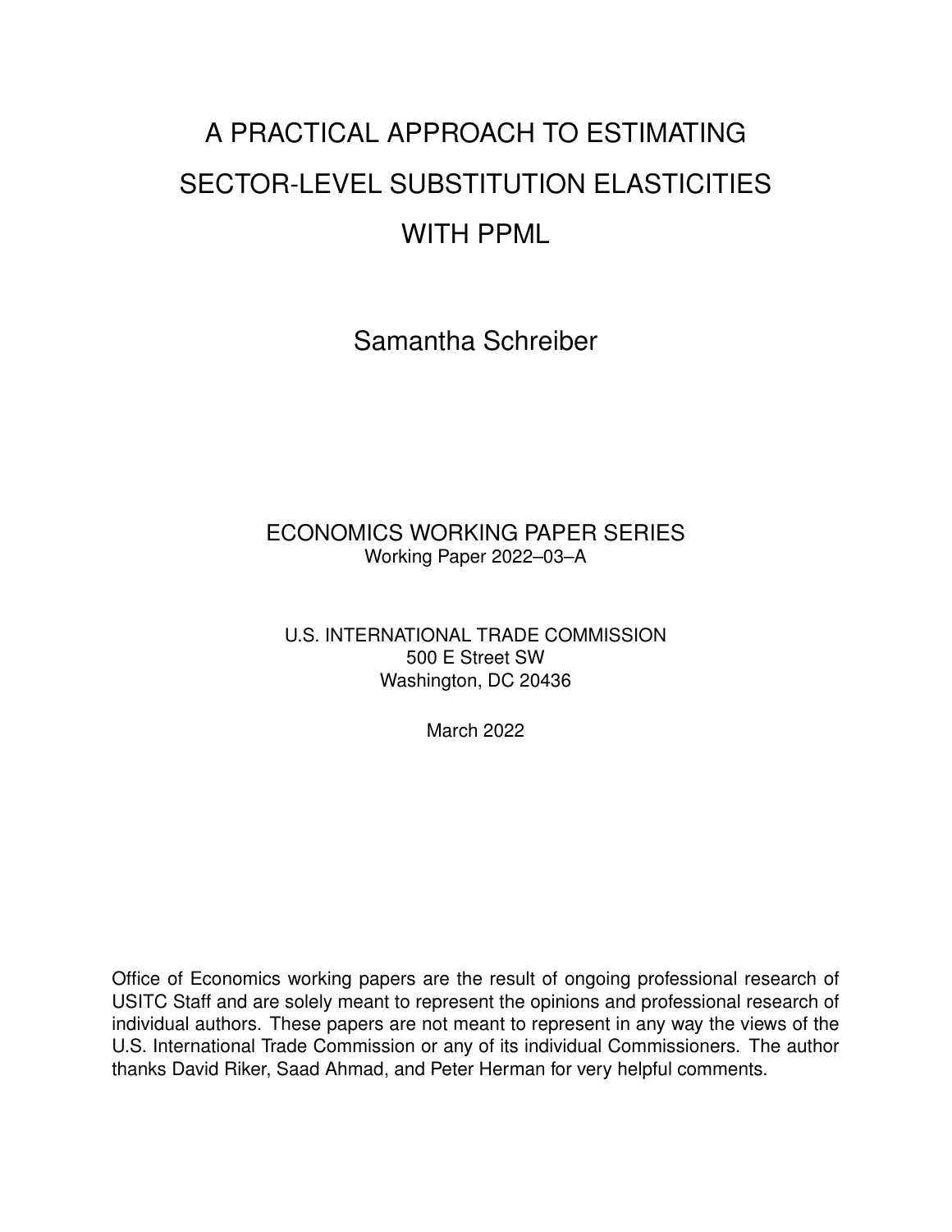# A PRACTICAL APPROACH TO ESTIMATING SECTOR-LEVEL SUBSTITUTION ELASTICITIES WITH PPML

Samantha Schreiber

ECONOMICS WORKING PAPER SERIES
Working Paper 2022–03–A

U.S. INTERNATIONAL TRADE COMMISSION
500 E Street SW
Washington, DC 20436

March 2022

Office of Economics working papers are the result of ongoing professional research of USITC Staff and are solely meant to represent the opinions and professional research of individual authors. These papers are not meant to represent in any way the views of the U.S. International Trade Commission or any of its individual Commissioners. The author thanks David Riker, Saad Ahmad, and Peter Herman for very helpful comments.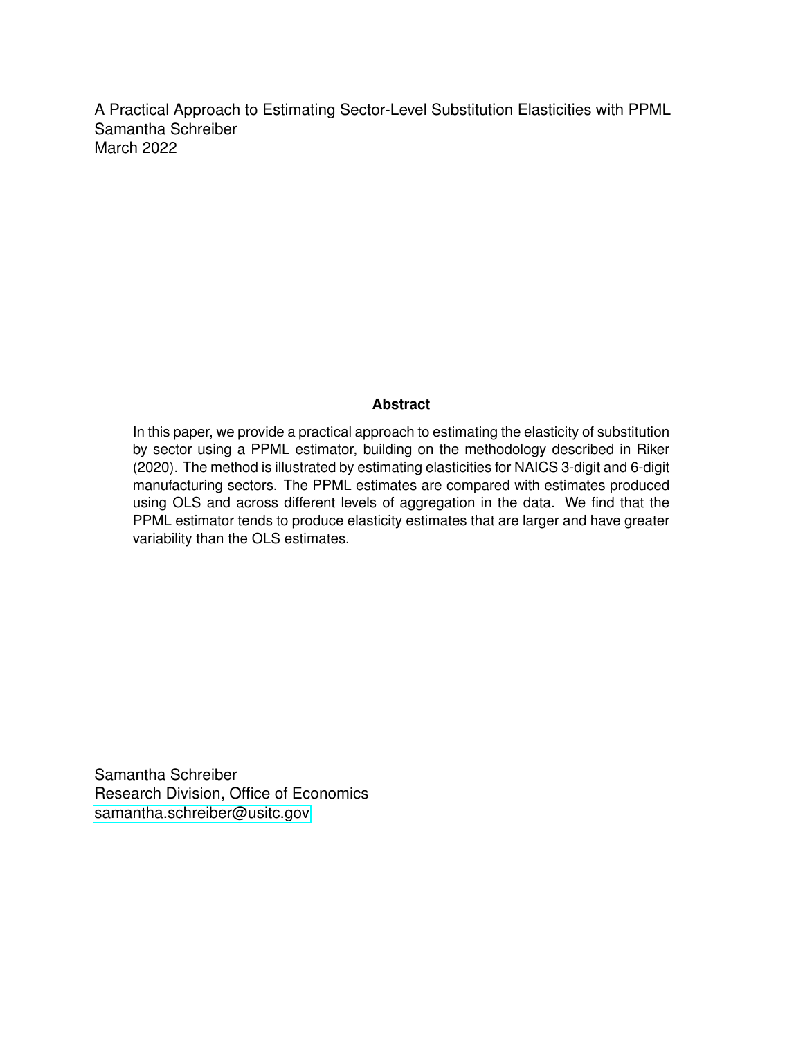A Practical Approach to Estimating Sector-Level Substitution Elasticities with PPML
Samantha Schreiber
March 2022

**Abstract**

In this paper, we provide a practical approach to estimating the elasticity of substitution by sector using a PPML estimator, building on the methodology described in Riker (2020). The method is illustrated by estimating elasticities for NAICS 3-digit and 6-digit manufacturing sectors. The PPML estimates are compared with estimates produced using OLS and across different levels of aggregation in the data. We find that the PPML estimator tends to produce elasticity estimates that are larger and have greater variability than the OLS estimates.

Samantha Schreiber
Research Division, Office of Economics
samantha.schreiber@usitc.gov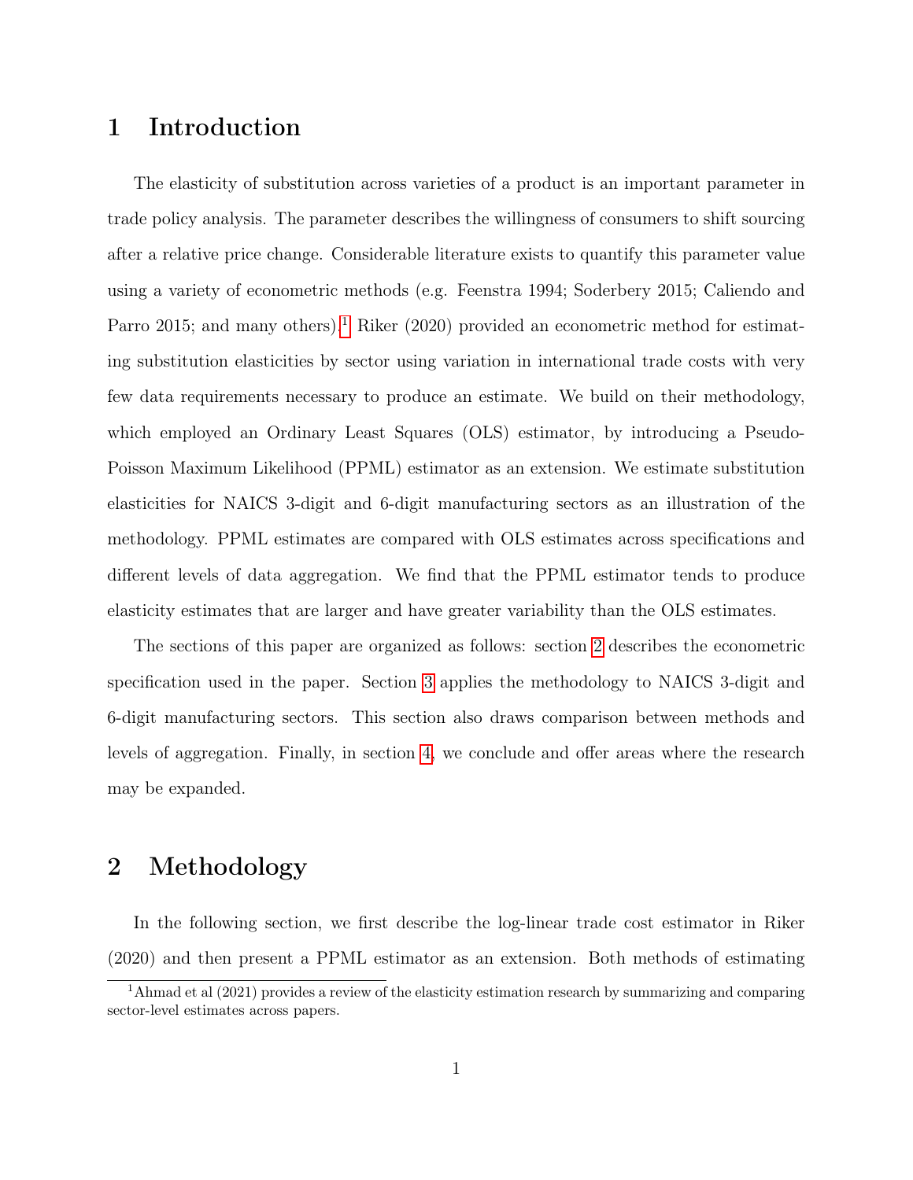# 1 Introduction

The elasticity of substitution across varieties of a product is an important parameter in trade policy analysis. The parameter describes the willingness of consumers to shift sourcing after a relative price change. Considerable literature exists to quantify this parameter value using a variety of econometric methods (e.g. Feenstra 1994; Soderbery 2015; Caliendo and Parro 2015; and many others).[1] Riker (2020) provided an econometric method for estimating substitution elasticities by sector using variation in international trade costs with very few data requirements necessary to produce an estimate. We build on their methodology, which employed an Ordinary Least Squares (OLS) estimator, by introducing a Pseudo-Poisson Maximum Likelihood (PPML) estimator as an extension. We estimate substitution elasticities for NAICS 3-digit and 6-digit manufacturing sectors as an illustration of the methodology. PPML estimates are compared with OLS estimates across specifications and different levels of data aggregation. We find that the PPML estimator tends to produce elasticity estimates that are larger and have greater variability than the OLS estimates.

The sections of this paper are organized as follows: section 2 describes the econometric specification used in the paper. Section 3 applies the methodology to NAICS 3-digit and 6-digit manufacturing sectors. This section also draws comparison between methods and levels of aggregation. Finally, in section 4, we conclude and offer areas where the research may be expanded.

# 2 Methodology

In the following section, we first describe the log-linear trade cost estimator in Riker (2020) and then present a PPML estimator as an extension. Both methods of estimating

[1] Ahmad et al (2021) provides a review of the elasticity estimation research by summarizing and comparing sector-level estimates across papers.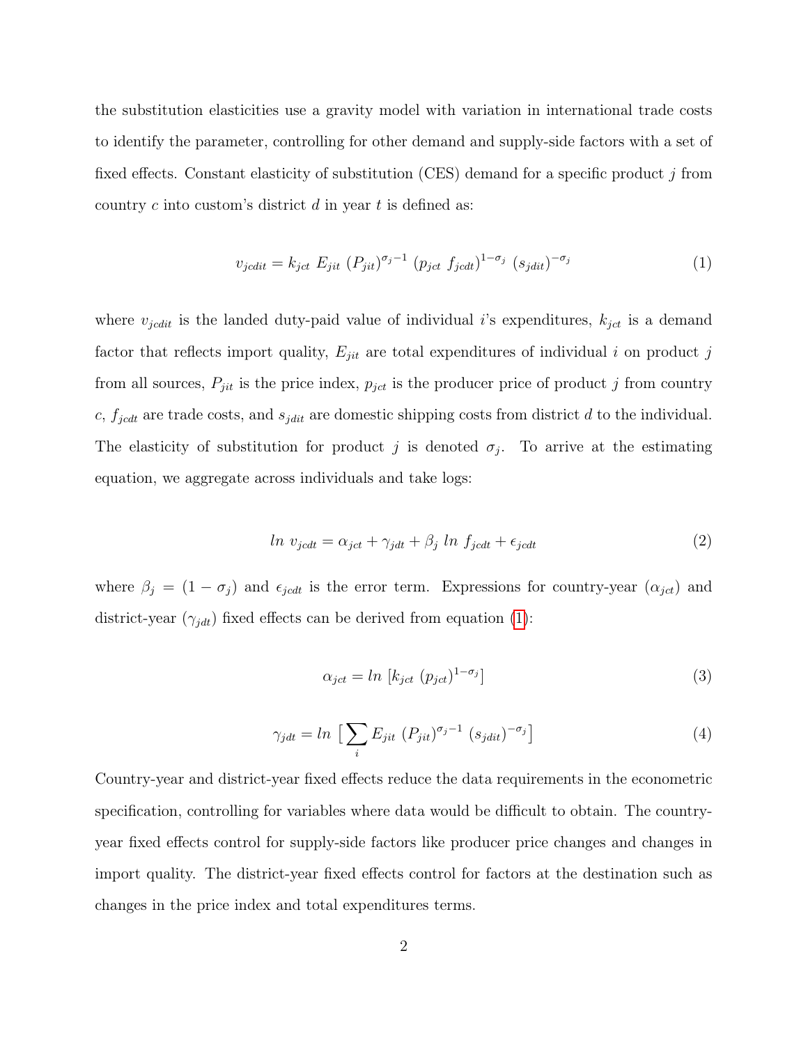the substitution elasticities use a gravity model with variation in international trade costs to identify the parameter, controlling for other demand and supply-side factors with a set of fixed effects. Constant elasticity of substitution (CES) demand for a specific product $j$ from country $c$ into custom's district $d$ in year $t$ is defined as:

$$v_{jcdit} = k_{jct} \; E_{jit} \; (P_{jit})^{\sigma_j - 1} \; (p_{jct} \; f_{jcdt})^{1-\sigma_j} \; (s_{jdit})^{-\sigma_j} \tag{1}$$

where $v_{jcdit}$ is the landed duty-paid value of individual $i$'s expenditures, $k_{jct}$ is a demand factor that reflects import quality, $E_{jit}$ are total expenditures of individual $i$ on product $j$ from all sources, $P_{jit}$ is the price index, $p_{jct}$ is the producer price of product $j$ from country $c$, $f_{jcdt}$ are trade costs, and $s_{jdit}$ are domestic shipping costs from district $d$ to the individual. The elasticity of substitution for product $j$ is denoted $\sigma_j$. To arrive at the estimating equation, we aggregate across individuals and take logs:

$$ln \; v_{jcdt} = \alpha_{jct} + \gamma_{jdt} + \beta_j \; ln \; f_{jcdt} + \epsilon_{jcdt} \tag{2}$$

where $\beta_j = (1 - \sigma_j)$ and $\epsilon_{jcdt}$ is the error term. Expressions for country-year ($\alpha_{jct}$) and district-year ($\gamma_{jdt}$) fixed effects can be derived from equation (1):

$$\alpha_{jct} = ln \; [k_{jct} \; (p_{jct})^{1-\sigma_j}] \tag{3}$$

$$\gamma_{jdt} = ln \; \big[ \sum_i E_{jit} \; (P_{jit})^{\sigma_j - 1} \; (s_{jdit})^{-\sigma_j} \big] \tag{4}$$

Country-year and district-year fixed effects reduce the data requirements in the econometric specification, controlling for variables where data would be difficult to obtain. The country-year fixed effects control for supply-side factors like producer price changes and changes in import quality. The district-year fixed effects control for factors at the destination such as changes in the price index and total expenditures terms.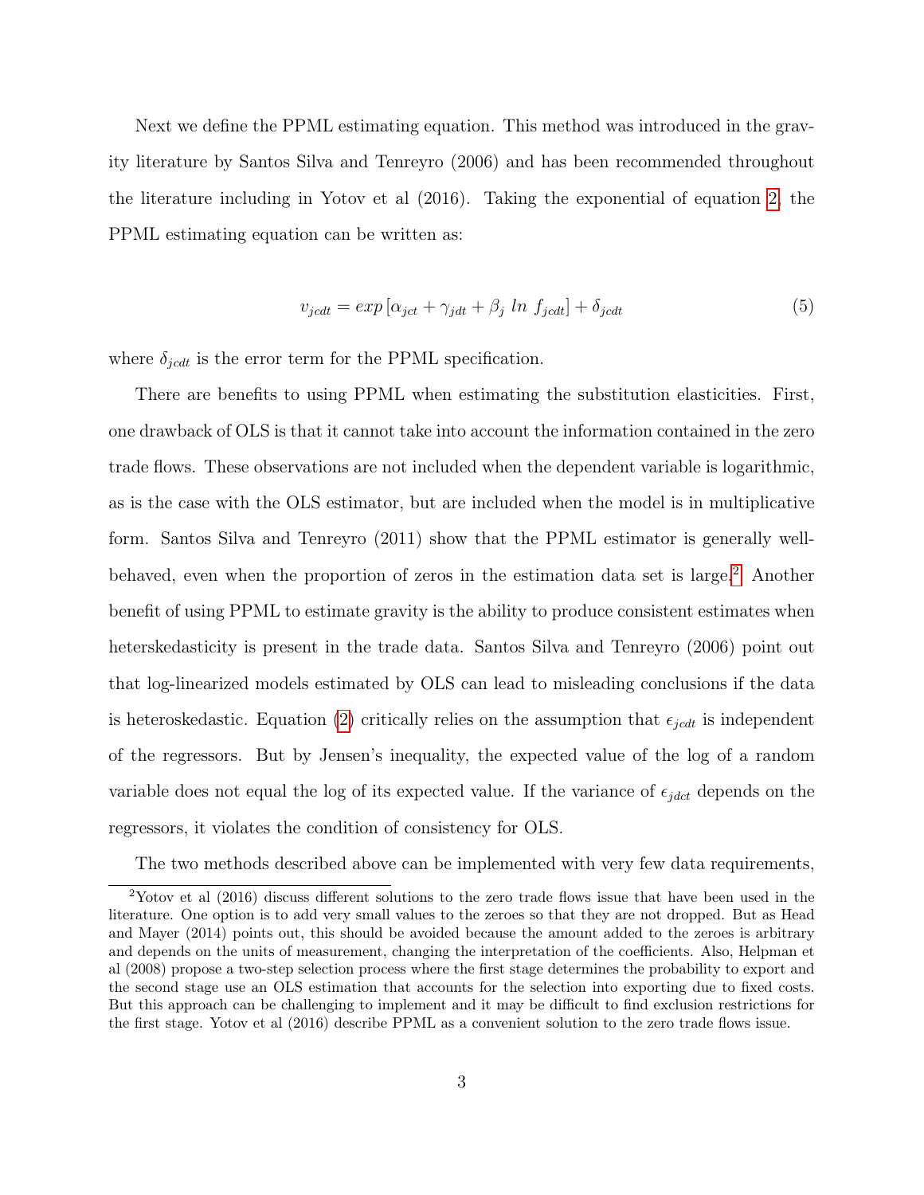Next we define the PPML estimating equation. This method was introduced in the gravity literature by Santos Silva and Tenreyro (2006) and has been recommended throughout the literature including in Yotov et al (2016). Taking the exponential of equation 2, the PPML estimating equation can be written as:

$$v_{jcdt} = exp\left[\alpha_{jct} + \gamma_{jdt} + \beta_j \; ln \; f_{jcdt}\right] + \delta_{jcdt} \tag{5}$$

where $\delta_{jcdt}$ is the error term for the PPML specification.

There are benefits to using PPML when estimating the substitution elasticities. First, one drawback of OLS is that it cannot take into account the information contained in the zero trade flows. These observations are not included when the dependent variable is logarithmic, as is the case with the OLS estimator, but are included when the model is in multiplicative form. Santos Silva and Tenreyro (2011) show that the PPML estimator is generally well-behaved, even when the proportion of zeros in the estimation data set is large.[2] Another benefit of using PPML to estimate gravity is the ability to produce consistent estimates when herterskedasticity is present in the trade data. Santos Silva and Tenreyro (2006) point out that log-linearized models estimated by OLS can lead to misleading conclusions if the data is heteroskedastic. Equation (2) critically relies on the assumption that $\epsilon_{jcdt}$ is independent of the regressors. But by Jensen's inequality, the expected value of the log of a random variable does not equal the log of its expected value. If the variance of $\epsilon_{jdct}$ depends on the regressors, it violates the condition of consistency for OLS.

The two methods described above can be implemented with very few data requirements,

[2] Yotov et al (2016) discuss different solutions to the zero trade flows issue that have been used in the literature. One option is to add very small values to the zeroes so that they are not dropped. But as Head and Mayer (2014) points out, this should be avoided because the amount added to the zeroes is arbitrary and depends on the units of measurement, changing the interpretation of the coefficients. Also, Helpman et al (2008) propose a two-step selection process where the first stage determines the probability to export and the second stage use an OLS estimation that accounts for the selection into exporting due to fixed costs. But this approach can be challenging to implement and it may be difficult to find exclusion restrictions for the first stage. Yotov et al (2016) describe PPML as a convenient solution to the zero trade flows issue.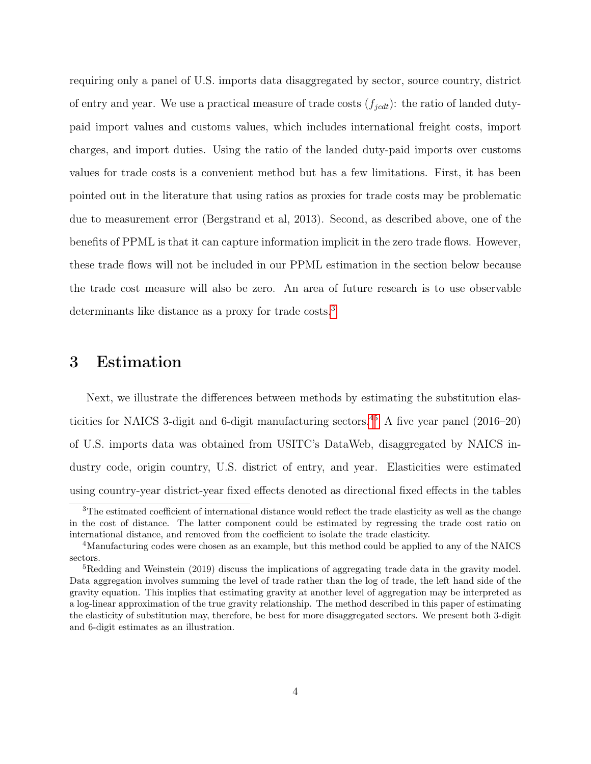requiring only a panel of U.S. imports data disaggregated by sector, source country, district of entry and year. We use a practical measure of trade costs ($f_{jcdt}$): the ratio of landed duty-paid import values and customs values, which includes international freight costs, import charges, and import duties. Using the ratio of the landed duty-paid imports over customs values for trade costs is a convenient method but has a few limitations. First, it has been pointed out in the literature that using ratios as proxies for trade costs may be problematic due to measurement error (Bergstrand et al, 2013). Second, as described above, one of the benefits of PPML is that it can capture information implicit in the zero trade flows. However, these trade flows will not be included in our PPML estimation in the section below because the trade cost measure will also be zero. An area of future research is to use observable determinants like distance as a proxy for trade costs.[3]

# 3 Estimation

Next, we illustrate the differences between methods by estimating the substitution elasticities for NAICS 3-digit and 6-digit manufacturing sectors.[4,5] A five year panel (2016–20) of U.S. imports data was obtained from USITC's DataWeb, disaggregated by NAICS industry code, origin country, U.S. district of entry, and year. Elasticities were estimated using country-year district-year fixed effects denoted as directional fixed effects in the tables

[3] The estimated coefficient of international distance would reflect the trade elasticity as well as the change in the cost of distance. The latter component could be estimated by regressing the trade cost ratio on international distance, and removed from the coefficient to isolate the trade elasticity.

[4] Manufacturing codes were chosen as an example, but this method could be applied to any of the NAICS sectors.

[5] Redding and Weinstein (2019) discuss the implications of aggregating trade data in the gravity model. Data aggregation involves summing the level of trade rather than the log of trade, the left hand side of the gravity equation. This implies that estimating gravity at another level of aggregation may be interpreted as a log-linear approximation of the true gravity relationship. The method described in this paper of estimating the elasticity of substitution may, therefore, be best for more disaggregated sectors. We present both 3-digit and 6-digit estimates as an illustration.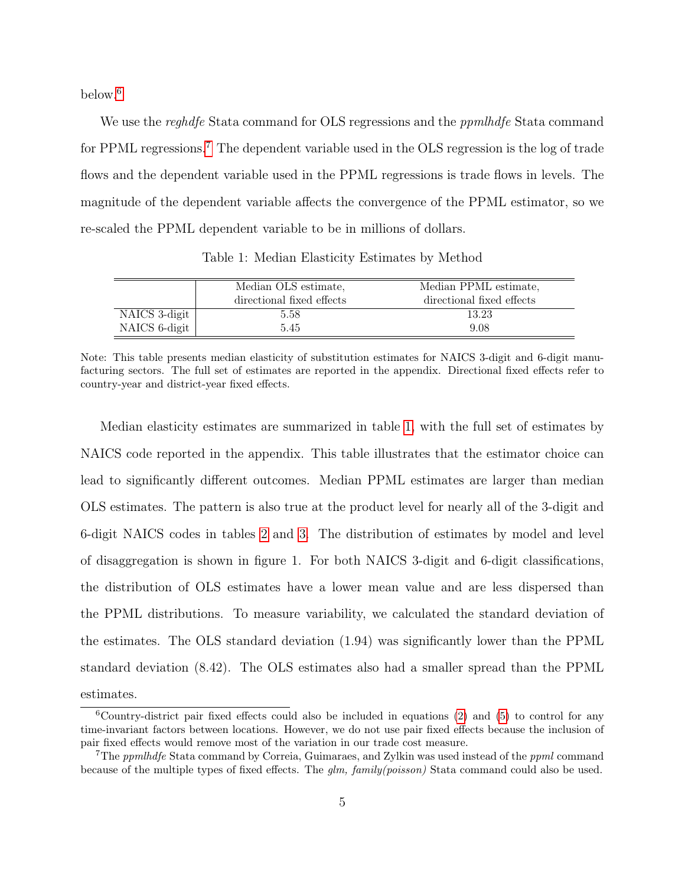below.[6]

We use the *reghdfe* Stata command for OLS regressions and the *ppmlhdfe* Stata command for PPML regressions.[7] The dependent variable used in the OLS regression is the log of trade flows and the dependent variable used in the PPML regressions is trade flows in levels. The magnitude of the dependent variable affects the convergence of the PPML estimator, so we re-scaled the PPML dependent variable to be in millions of dollars.

Table 1: Median Elasticity Estimates by Method

| | Median OLS estimate, directional fixed effects | Median PPML estimate, directional fixed effects |
|---|---|---|
| NAICS 3-digit | 5.58 | 13.23 |
| NAICS 6-digit | 5.45 | 9.08 |

Note: This table presents median elasticity of substitution estimates for NAICS 3-digit and 6-digit manufacturing sectors. The full set of estimates are reported in the appendix. Directional fixed effects refer to country-year and district-year fixed effects.

Median elasticity estimates are summarized in table 1, with the full set of estimates by NAICS code reported in the appendix. This table illustrates that the estimator choice can lead to significantly different outcomes. Median PPML estimates are larger than median OLS estimates. The pattern is also true at the product level for nearly all of the 3-digit and 6-digit NAICS codes in tables 2 and 3. The distribution of estimates by model and level of disaggregation is shown in figure 1. For both NAICS 3-digit and 6-digit classifications, the distribution of OLS estimates have a lower mean value and are less dispersed than the PPML distributions. To measure variability, we calculated the standard deviation of the estimates. The OLS standard deviation (1.94) was significantly lower than the PPML standard deviation (8.42). The OLS estimates also had a smaller spread than the PPML estimates.

[6] Country-district pair fixed effects could also be included in equations (2) and (5) to control for any time-invariant factors between locations. However, we do not use pair fixed effects because the inclusion of pair fixed effects would remove most of the variation in our trade cost measure.

[7] The *ppmlhdfe* Stata command by Correia, Guimaraes, and Zylkin was used instead of the *ppml* command because of the multiple types of fixed effects. The *glm, family(poisson)* Stata command could also be used.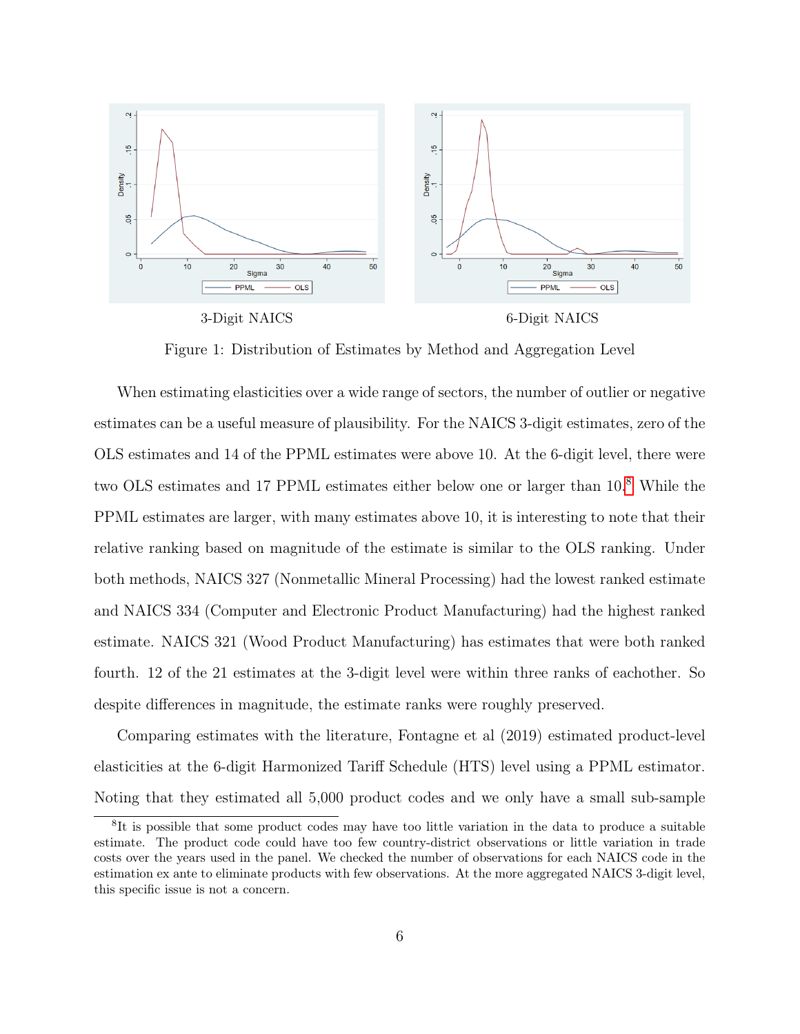3-Digit NAICS

6-Digit NAICS

Figure 1: Distribution of Estimates by Method and Aggregation Level

When estimating elasticities over a wide range of sectors, the number of outlier or negative estimates can be a useful measure of plausibility. For the NAICS 3-digit estimates, zero of the OLS estimates and 14 of the PPML estimates were above 10. At the 6-digit level, there were two OLS estimates and 17 PPML estimates either below one or larger than 10.[8] While the PPML estimates are larger, with many estimates above 10, it is interesting to note that their relative ranking based on magnitude of the estimate is similar to the OLS ranking. Under both methods, NAICS 327 (Nonmetallic Mineral Processing) had the lowest ranked estimate and NAICS 334 (Computer and Electronic Product Manufacturing) had the highest ranked estimate. NAICS 321 (Wood Product Manufacturing) has estimates that were both ranked fourth. 12 of the 21 estimates at the 3-digit level were within three ranks of eachother. So despite differences in magnitude, the estimate ranks were roughly preserved.

Comparing estimates with the literature, Fontagne et al (2019) estimated product-level elasticities at the 6-digit Harmonized Tariff Schedule (HTS) level using a PPML estimator. Noting that they estimated all 5,000 product codes and we only have a small sub-sample

[8] It is possible that some product codes may have too little variation in the data to produce a suitable estimate. The product code could have too few country-district observations or little variation in trade costs over the years used in the panel. We checked the number of observations for each NAICS code in the estimation ex ante to eliminate products with few observations. At the more aggregated NAICS 3-digit level, this specific issue is not a concern.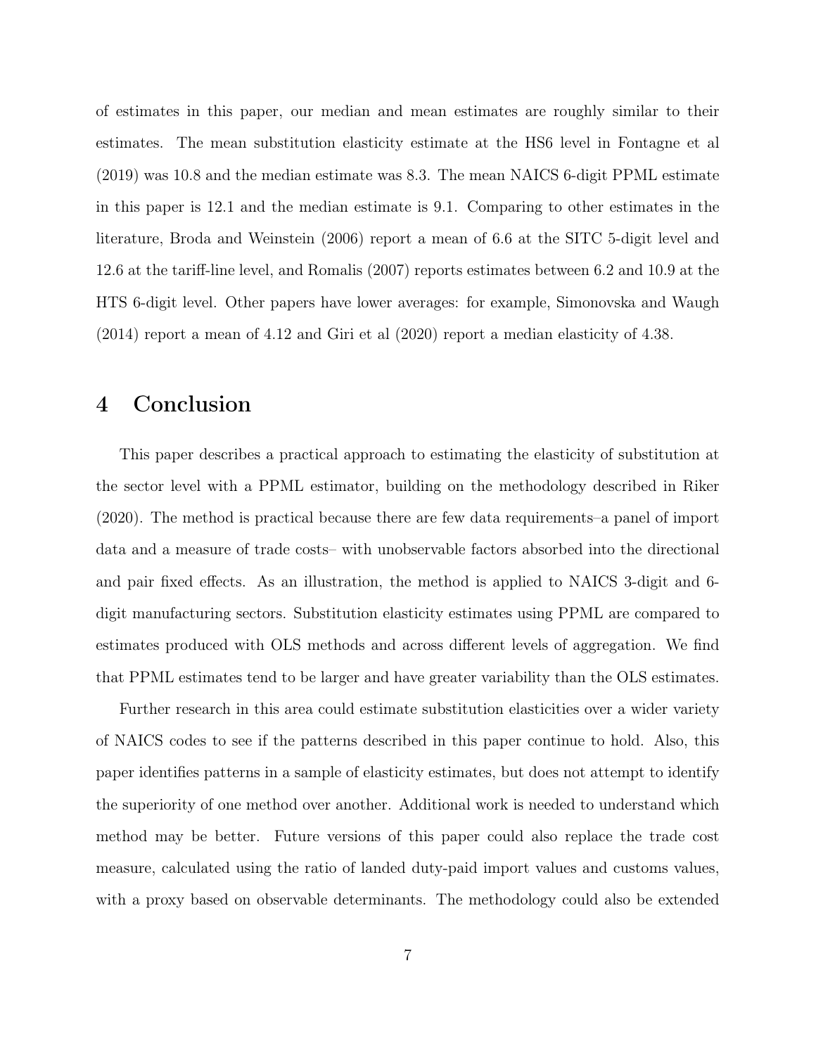of estimates in this paper, our median and mean estimates are roughly similar to their estimates. The mean substitution elasticity estimate at the HS6 level in Fontagne et al (2019) was 10.8 and the median estimate was 8.3. The mean NAICS 6-digit PPML estimate in this paper is 12.1 and the median estimate is 9.1. Comparing to other estimates in the literature, Broda and Weinstein (2006) report a mean of 6.6 at the SITC 5-digit level and 12.6 at the tariff-line level, and Romalis (2007) reports estimates between 6.2 and 10.9 at the HTS 6-digit level. Other papers have lower averages: for example, Simonovska and Waugh (2014) report a mean of 4.12 and Giri et al (2020) report a median elasticity of 4.38.

# 4 Conclusion

This paper describes a practical approach to estimating the elasticity of substitution at the sector level with a PPML estimator, building on the methodology described in Riker (2020). The method is practical because there are few data requirements–a panel of import data and a measure of trade costs– with unobservable factors absorbed into the directional and pair fixed effects. As an illustration, the method is applied to NAICS 3-digit and 6-digit manufacturing sectors. Substitution elasticity estimates using PPML are compared to estimates produced with OLS methods and across different levels of aggregation. We find that PPML estimates tend to be larger and have greater variability than the OLS estimates.

Further research in this area could estimate substitution elasticities over a wider variety of NAICS codes to see if the patterns described in this paper continue to hold. Also, this paper identifies patterns in a sample of elasticity estimates, but does not attempt to identify the superiority of one method over another. Additional work is needed to understand which method may be better. Future versions of this paper could also replace the trade cost measure, calculated using the ratio of landed duty-paid import values and customs values, with a proxy based on observable determinants. The methodology could also be extended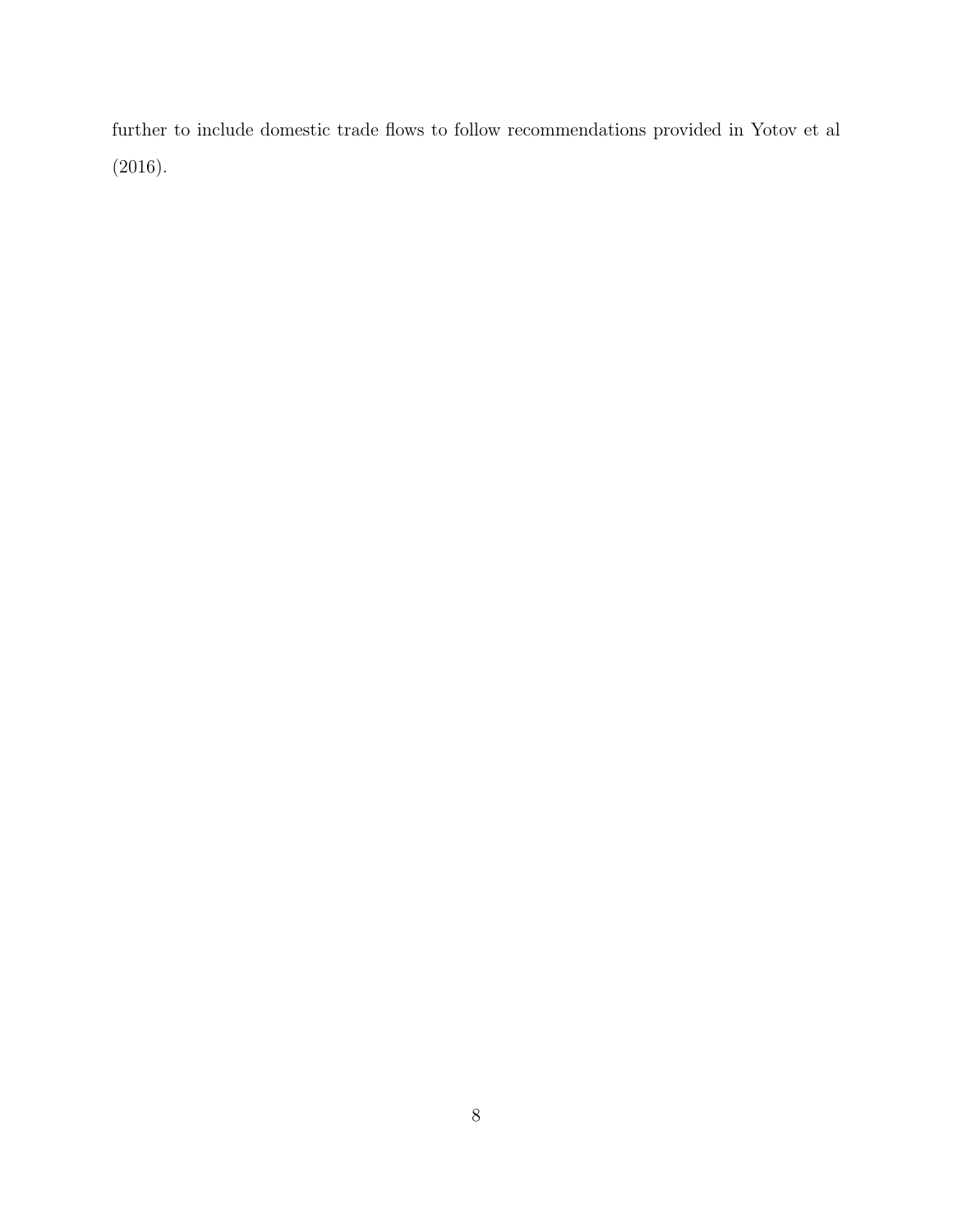further to include domestic trade flows to follow recommendations provided in Yotov et al (2016).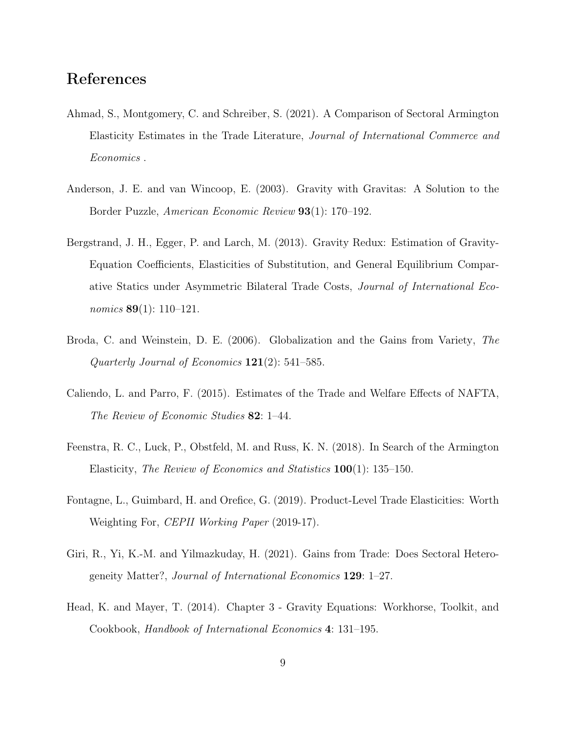## References

Ahmad, S., Montgomery, C. and Schreiber, S. (2021). A Comparison of Sectoral Armington Elasticity Estimates in the Trade Literature, *Journal of International Commerce and Economics* .

Anderson, J. E. and van Wincoop, E. (2003). Gravity with Gravitas: A Solution to the Border Puzzle, *American Economic Review* **93**(1): 170–192.

Bergstrand, J. H., Egger, P. and Larch, M. (2013). Gravity Redux: Estimation of Gravity-Equation Coefficients, Elasticities of Substitution, and General Equilibrium Comparative Statics under Asymmetric Bilateral Trade Costs, *Journal of International Economics* **89**(1): 110–121.

Broda, C. and Weinstein, D. E. (2006). Globalization and the Gains from Variety, *The Quarterly Journal of Economics* **121**(2): 541–585.

Caliendo, L. and Parro, F. (2015). Estimates of the Trade and Welfare Effects of NAFTA, *The Review of Economic Studies* **82**: 1–44.

Feenstra, R. C., Luck, P., Obstfeld, M. and Russ, K. N. (2018). In Search of the Armington Elasticity, *The Review of Economics and Statistics* **100**(1): 135–150.

Fontagne, L., Guimbard, H. and Orefice, G. (2019). Product-Level Trade Elasticities: Worth Weighting For, *CEPII Working Paper* (2019-17).

Giri, R., Yi, K.-M. and Yilmazkuday, H. (2021). Gains from Trade: Does Sectoral Heterogeneity Matter?, *Journal of International Economics* **129**: 1–27.

Head, K. and Mayer, T. (2014). Chapter 3 - Gravity Equations: Workhorse, Toolkit, and Cookbook, *Handbook of International Economics* **4**: 131–195.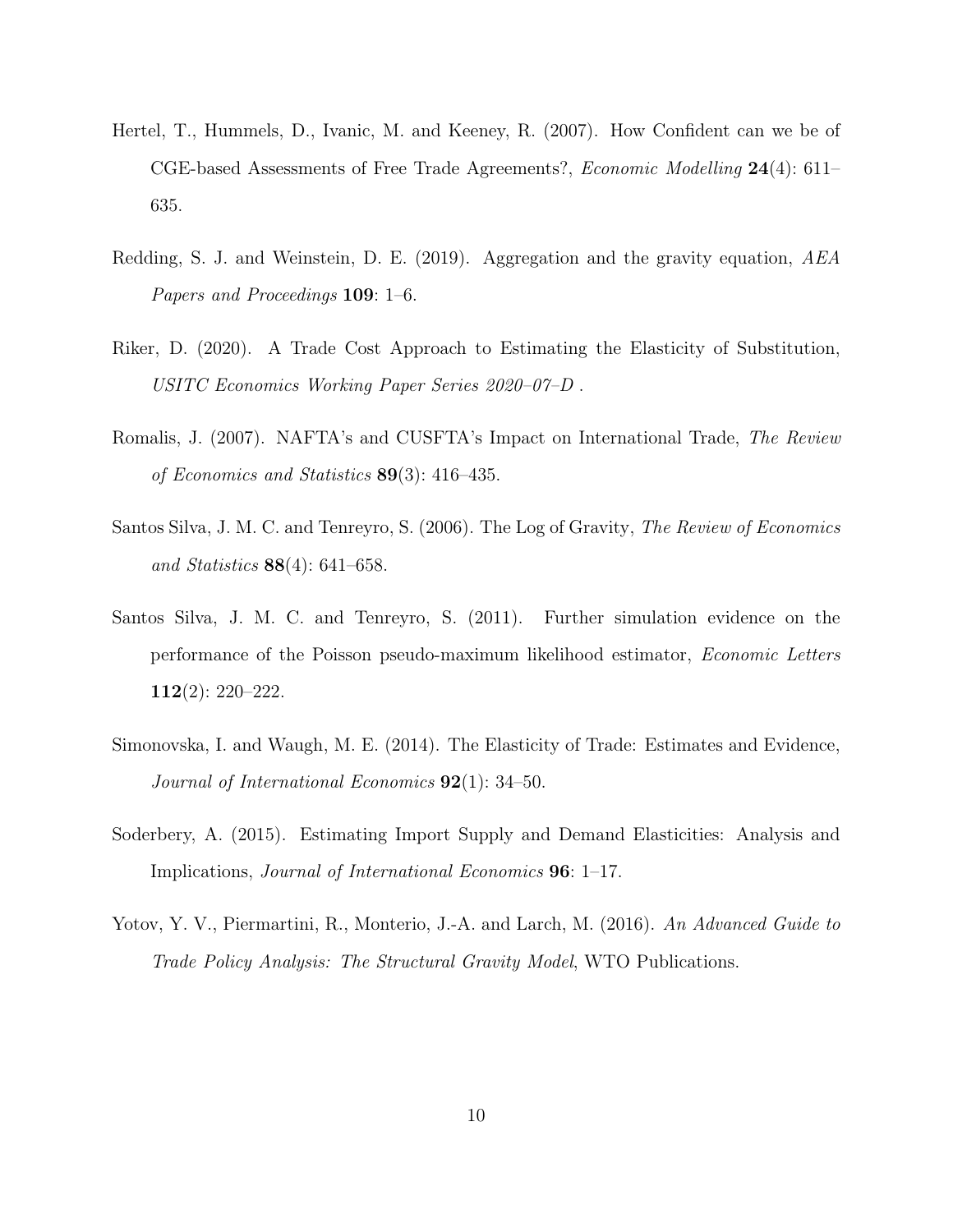Hertel, T., Hummels, D., Ivanic, M. and Keeney, R. (2007). How Confident can we be of CGE-based Assessments of Free Trade Agreements?, *Economic Modelling* **24**(4): 611–635.

Redding, S. J. and Weinstein, D. E. (2019). Aggregation and the gravity equation, *AEA Papers and Proceedings* **109**: 1–6.

Riker, D. (2020). A Trade Cost Approach to Estimating the Elasticity of Substitution, *USITC Economics Working Paper Series 2020–07–D* .

Romalis, J. (2007). NAFTA's and CUSFTA's Impact on International Trade, *The Review of Economics and Statistics* **89**(3): 416–435.

Santos Silva, J. M. C. and Tenreyro, S. (2006). The Log of Gravity, *The Review of Economics and Statistics* **88**(4): 641–658.

Santos Silva, J. M. C. and Tenreyro, S. (2011). Further simulation evidence on the performance of the Poisson pseudo-maximum likelihood estimator, *Economic Letters* **112**(2): 220–222.

Simonovska, I. and Waugh, M. E. (2014). The Elasticity of Trade: Estimates and Evidence, *Journal of International Economics* **92**(1): 34–50.

Soderbery, A. (2015). Estimating Import Supply and Demand Elasticities: Analysis and Implications, *Journal of International Economics* **96**: 1–17.

Yotov, Y. V., Piermartini, R., Monterio, J.-A. and Larch, M. (2016). *An Advanced Guide to Trade Policy Analysis: The Structural Gravity Model*, WTO Publications.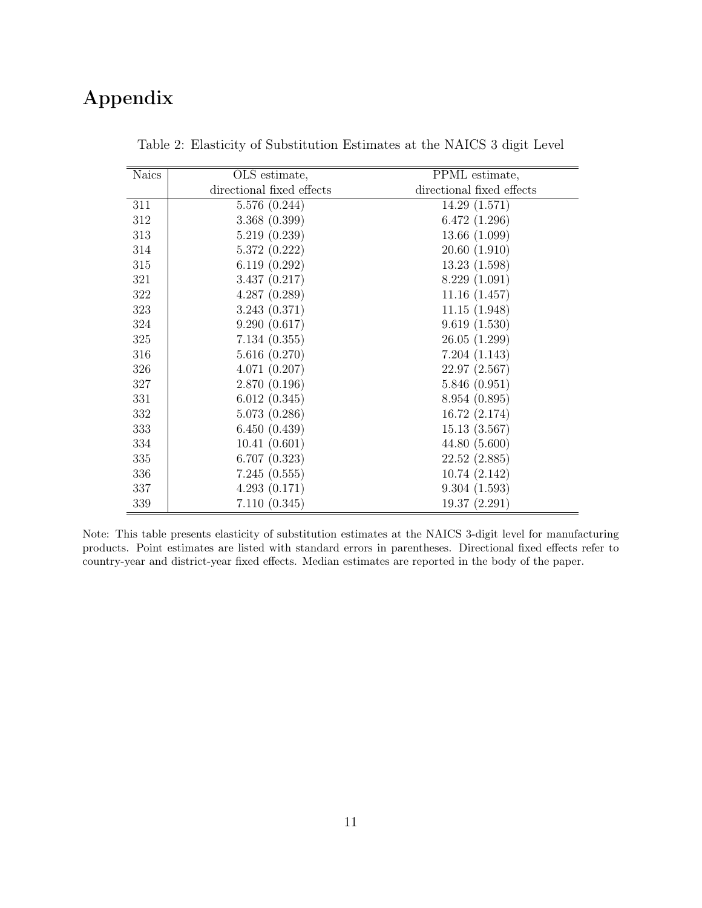# Appendix

Table 2: Elasticity of Substitution Estimates at the NAICS 3 digit Level

| Naics | OLS estimate, directional fixed effects | PPML estimate, directional fixed effects |
|---|---|---|
| 311 | 5.576 (0.244) | 14.29 (1.571) |
| 312 | 3.368 (0.399) | 6.472 (1.296) |
| 313 | 5.219 (0.239) | 13.66 (1.099) |
| 314 | 5.372 (0.222) | 20.60 (1.910) |
| 315 | 6.119 (0.292) | 13.23 (1.598) |
| 321 | 3.437 (0.217) | 8.229 (1.091) |
| 322 | 4.287 (0.289) | 11.16 (1.457) |
| 323 | 3.243 (0.371) | 11.15 (1.948) |
| 324 | 9.290 (0.617) | 9.619 (1.530) |
| 325 | 7.134 (0.355) | 26.05 (1.299) |
| 316 | 5.616 (0.270) | 7.204 (1.143) |
| 326 | 4.071 (0.207) | 22.97 (2.567) |
| 327 | 2.870 (0.196) | 5.846 (0.951) |
| 331 | 6.012 (0.345) | 8.954 (0.895) |
| 332 | 5.073 (0.286) | 16.72 (2.174) |
| 333 | 6.450 (0.439) | 15.13 (3.567) |
| 334 | 10.41 (0.601) | 44.80 (5.600) |
| 335 | 6.707 (0.323) | 22.52 (2.885) |
| 336 | 7.245 (0.555) | 10.74 (2.142) |
| 337 | 4.293 (0.171) | 9.304 (1.593) |
| 339 | 7.110 (0.345) | 19.37 (2.291) |

Note: This table presents elasticity of substitution estimates at the NAICS 3-digit level for manufacturing products. Point estimates are listed with standard errors in parentheses. Directional fixed effects refer to country-year and district-year fixed effects. Median estimates are reported in the body of the paper.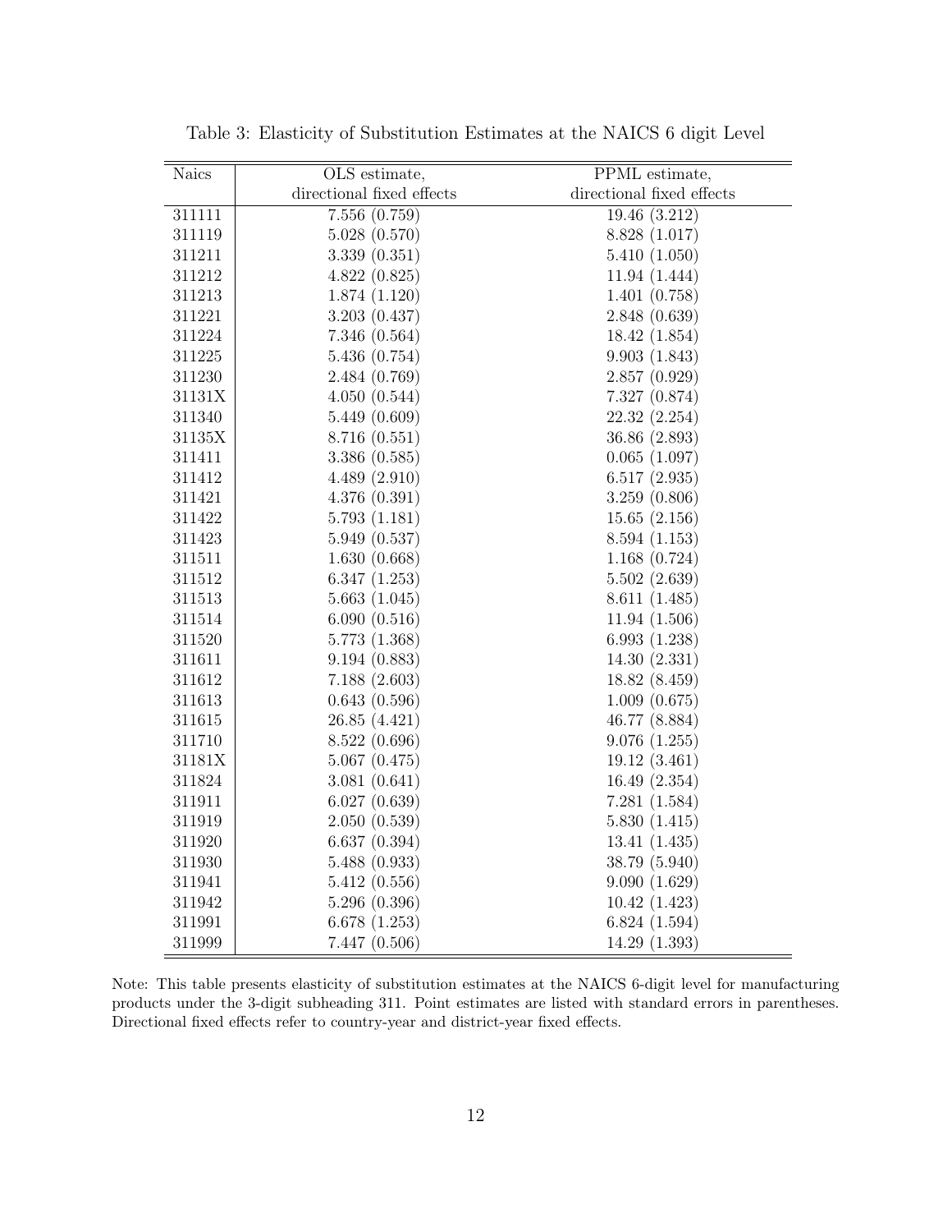Table 3: Elasticity of Substitution Estimates at the NAICS 6 digit Level

| Naics | OLS estimate, directional fixed effects | PPML estimate, directional fixed effects |
|---|---|---|
| 311111 | 7.556 (0.759) | 19.46 (3.212) |
| 311119 | 5.028 (0.570) | 8.828 (1.017) |
| 311211 | 3.339 (0.351) | 5.410 (1.050) |
| 311212 | 4.822 (0.825) | 11.94 (1.444) |
| 311213 | 1.874 (1.120) | 1.401 (0.758) |
| 311221 | 3.203 (0.437) | 2.848 (0.639) |
| 311224 | 7.346 (0.564) | 18.42 (1.854) |
| 311225 | 5.436 (0.754) | 9.903 (1.843) |
| 311230 | 2.484 (0.769) | 2.857 (0.929) |
| 31131X | 4.050 (0.544) | 7.327 (0.874) |
| 311340 | 5.449 (0.609) | 22.32 (2.254) |
| 31135X | 8.716 (0.551) | 36.86 (2.893) |
| 311411 | 3.386 (0.585) | 0.065 (1.097) |
| 311412 | 4.489 (2.910) | 6.517 (2.935) |
| 311421 | 4.376 (0.391) | 3.259 (0.806) |
| 311422 | 5.793 (1.181) | 15.65 (2.156) |
| 311423 | 5.949 (0.537) | 8.594 (1.153) |
| 311511 | 1.630 (0.668) | 1.168 (0.724) |
| 311512 | 6.347 (1.253) | 5.502 (2.639) |
| 311513 | 5.663 (1.045) | 8.611 (1.485) |
| 311514 | 6.090 (0.516) | 11.94 (1.506) |
| 311520 | 5.773 (1.368) | 6.993 (1.238) |
| 311611 | 9.194 (0.883) | 14.30 (2.331) |
| 311612 | 7.188 (2.603) | 18.82 (8.459) |
| 311613 | 0.643 (0.596) | 1.009 (0.675) |
| 311615 | 26.85 (4.421) | 46.77 (8.884) |
| 311710 | 8.522 (0.696) | 9.076 (1.255) |
| 31181X | 5.067 (0.475) | 19.12 (3.461) |
| 311824 | 3.081 (0.641) | 16.49 (2.354) |
| 311911 | 6.027 (0.639) | 7.281 (1.584) |
| 311919 | 2.050 (0.539) | 5.830 (1.415) |
| 311920 | 6.637 (0.394) | 13.41 (1.435) |
| 311930 | 5.488 (0.933) | 38.79 (5.940) |
| 311941 | 5.412 (0.556) | 9.090 (1.629) |
| 311942 | 5.296 (0.396) | 10.42 (1.423) |
| 311991 | 6.678 (1.253) | 6.824 (1.594) |
| 311999 | 7.447 (0.506) | 14.29 (1.393) |

Note: This table presents elasticity of substitution estimates at the NAICS 6-digit level for manufacturing products under the 3-digit subheading 311. Point estimates are listed with standard errors in parentheses. Directional fixed effects refer to country-year and district-year fixed effects.